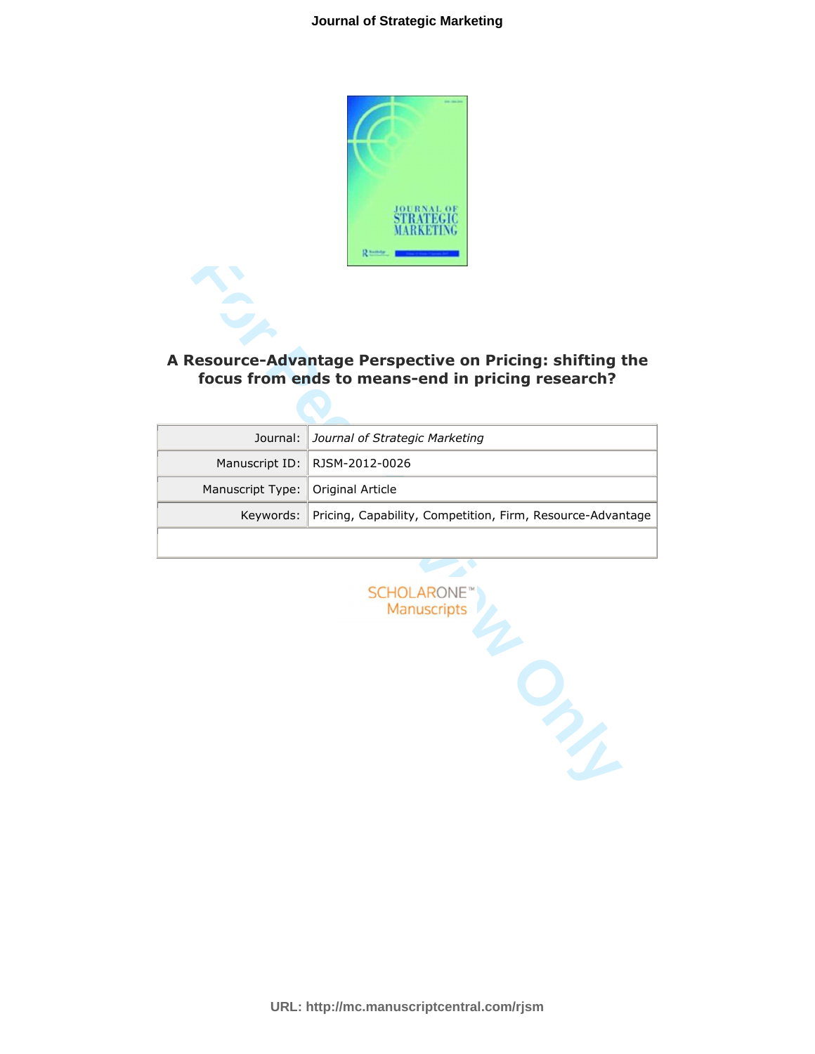# A Resource-Advantage Perspective on Pricing: shifting the focus from ends to means-end in pricing research?

| | |
|---|---|
| Journal: | *Journal of Strategic Marketing* |
| Manuscript ID: | RJSM-2012-0026 |
| Manuscript Type: | Original Article |
| Keywords: | Pricing, Capability, Competition, Firm, Resource-Advantage |

SCHOLARONE™ Manuscripts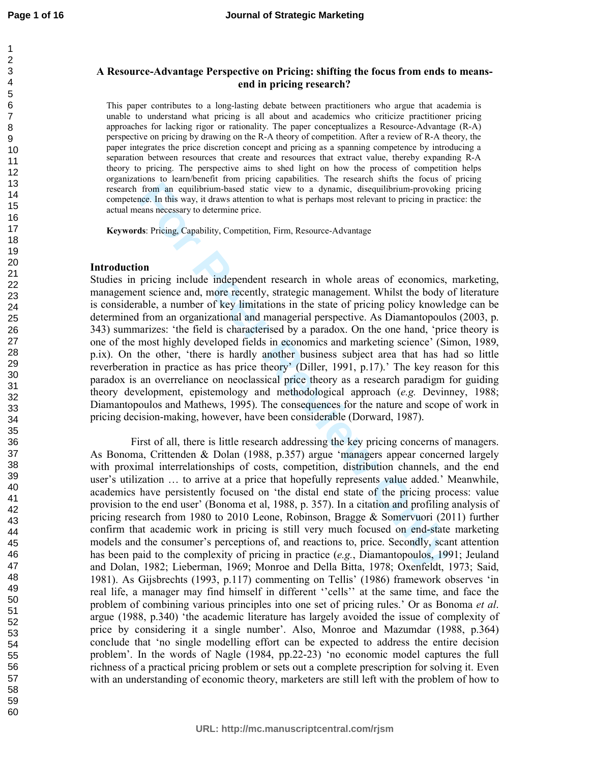# A Resource-Advantage Perspective on Pricing: shifting the focus from ends to means-end in pricing research?

This paper contributes to a long-lasting debate between practitioners who argue that academia is unable to understand what pricing is all about and academics who criticize practitioner pricing approaches for lacking rigor or rationality. The paper conceptualizes a Resource-Advantage (R-A) perspective on pricing by drawing on the R-A theory of competition. After a review of R-A theory, the paper integrates the price discretion concept and pricing as a spanning competence by introducing a separation between resources that create and resources that extract value, thereby expanding R-A theory to pricing. The perspective aims to shed light on how the process of competition helps organizations to learn/benefit from pricing capabilities. The research shifts the focus of pricing research from an equilibrium-based static view to a dynamic, disequilibrium-provoking pricing competence. In this way, it draws attention to what is perhaps most relevant to pricing in practice: the actual means necessary to determine price.

**Keywords**: Pricing, Capability, Competition, Firm, Resource-Advantage

## Introduction

Studies in pricing include independent research in whole areas of economics, marketing, management science and, more recently, strategic management. Whilst the body of literature is considerable, a number of key limitations in the state of pricing policy knowledge can be determined from an organizational and managerial perspective. As Diamantopoulos (2003, p. 343) summarizes: 'the field is characterised by a paradox. On the one hand, 'price theory is one of the most highly developed fields in economics and marketing science' (Simon, 1989, p.ix). On the other, 'there is hardly another business subject area that has had so little reverberation in practice as has price theory' (Diller, 1991, p.17).' The key reason for this paradox is an overreliance on neoclassical price theory as a research paradigm for guiding theory development, epistemology and methodological approach (*e.g.* Devinney, 1988; Diamantopoulos and Mathews, 1995). The consequences for the nature and scope of work in pricing decision-making, however, have been considerable (Dorward, 1987).

First of all, there is little research addressing the key pricing concerns of managers. As Bonoma, Crittenden & Dolan (1988, p.357) argue 'managers appear concerned largely with proximal interrelationships of costs, competition, distribution channels, and the end user's utilization … to arrive at a price that hopefully represents value added.' Meanwhile, academics have persistently focused on 'the distal end state of the pricing process: value provision to the end user' (Bonoma et al, 1988, p. 357). In a citation and profiling analysis of pricing research from 1980 to 2010 Leone, Robinson, Bragge & Somervuori (2011) further confirm that academic work in pricing is still very much focused on end-state marketing models and the consumer's perceptions of, and reactions to, price. Secondly, scant attention has been paid to the complexity of pricing in practice (*e.g.*, Diamantopoulos, 1991; Jeuland and Dolan, 1982; Lieberman, 1969; Monroe and Della Bitta, 1978; Oxenfeldt, 1973; Said, 1981). As Gijsbrechts (1993, p.117) commenting on Tellis' (1986) framework observes 'in real life, a manager may find himself in different ''cells'' at the same time, and face the problem of combining various principles into one set of pricing rules.' Or as Bonoma *et al*. argue (1988, p.340) 'the academic literature has largely avoided the issue of complexity of price by considering it a single number'. Also, Monroe and Mazumdar (1988, p.364) conclude that 'no single modelling effort can be expected to address the entire decision problem'. In the words of Nagle (1984, pp.22-23) 'no economic model captures the full richness of a practical pricing problem or sets out a complete prescription for solving it. Even with an understanding of economic theory, marketers are still left with the problem of how to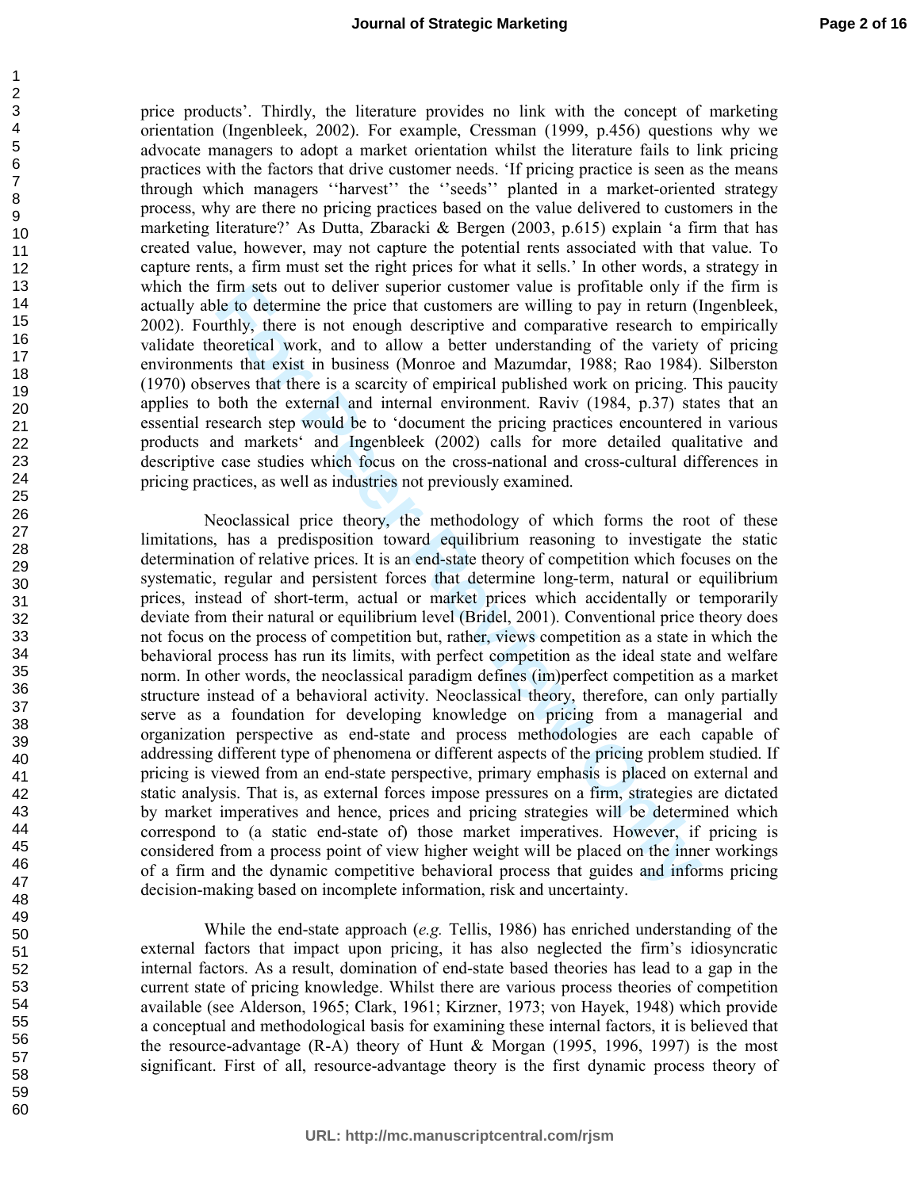price products'. Thirdly, the literature provides no link with the concept of marketing orientation (Ingenbleek, 2002). For example, Cressman (1999, p.456) questions why we advocate managers to adopt a market orientation whilst the literature fails to link pricing practices with the factors that drive customer needs. 'If pricing practice is seen as the means through which managers ''harvest'' the ''seeds'' planted in a market-oriented strategy process, why are there no pricing practices based on the value delivered to customers in the marketing literature?' As Dutta, Zbaracki & Bergen (2003, p.615) explain 'a firm that has created value, however, may not capture the potential rents associated with that value. To capture rents, a firm must set the right prices for what it sells.' In other words, a strategy in which the firm sets out to deliver superior customer value is profitable only if the firm is actually able to determine the price that customers are willing to pay in return (Ingenbleek, 2002). Fourthly, there is not enough descriptive and comparative research to empirically validate theoretical work, and to allow a better understanding of the variety of pricing environments that exist in business (Monroe and Mazumdar, 1988; Rao 1984). Silberston (1970) observes that there is a scarcity of empirical published work on pricing. This paucity applies to both the external and internal environment. Raviv (1984, p.37) states that an essential research step would be to 'document the pricing practices encountered in various products and markets' and Ingenbleek (2002) calls for more detailed qualitative and descriptive case studies which focus on the cross-national and cross-cultural differences in pricing practices, as well as industries not previously examined.

Neoclassical price theory, the methodology of which forms the root of these limitations, has a predisposition toward equilibrium reasoning to investigate the static determination of relative prices. It is an end-state theory of competition which focuses on the systematic, regular and persistent forces that determine long-term, natural or equilibrium prices, instead of short-term, actual or market prices which accidentally or temporarily deviate from their natural or equilibrium level (Bridel, 2001). Conventional price theory does not focus on the process of competition but, rather, views competition as a state in which the behavioral process has run its limits, with perfect competition as the ideal state and welfare norm. In other words, the neoclassical paradigm defines (im)perfect competition as a market structure instead of a behavioral activity. Neoclassical theory, therefore, can only partially serve as a foundation for developing knowledge on pricing from a managerial and organization perspective as end-state and process methodologies are each capable of addressing different type of phenomena or different aspects of the pricing problem studied. If pricing is viewed from an end-state perspective, primary emphasis is placed on external and static analysis. That is, as external forces impose pressures on a firm, strategies are dictated by market imperatives and hence, prices and pricing strategies will be determined which correspond to (a static end-state of) those market imperatives. However, if pricing is considered from a process point of view higher weight will be placed on the inner workings of a firm and the dynamic competitive behavioral process that guides and informs pricing decision-making based on incomplete information, risk and uncertainty.

While the end-state approach (*e.g.* Tellis, 1986) has enriched understanding of the external factors that impact upon pricing, it has also neglected the firm's idiosyncratic internal factors. As a result, domination of end-state based theories has lead to a gap in the current state of pricing knowledge. Whilst there are various process theories of competition available (see Alderson, 1965; Clark, 1961; Kirzner, 1973; von Hayek, 1948) which provide a conceptual and methodological basis for examining these internal factors, it is believed that the resource-advantage (R-A) theory of Hunt & Morgan (1995, 1996, 1997) is the most significant. First of all, resource-advantage theory is the first dynamic process theory of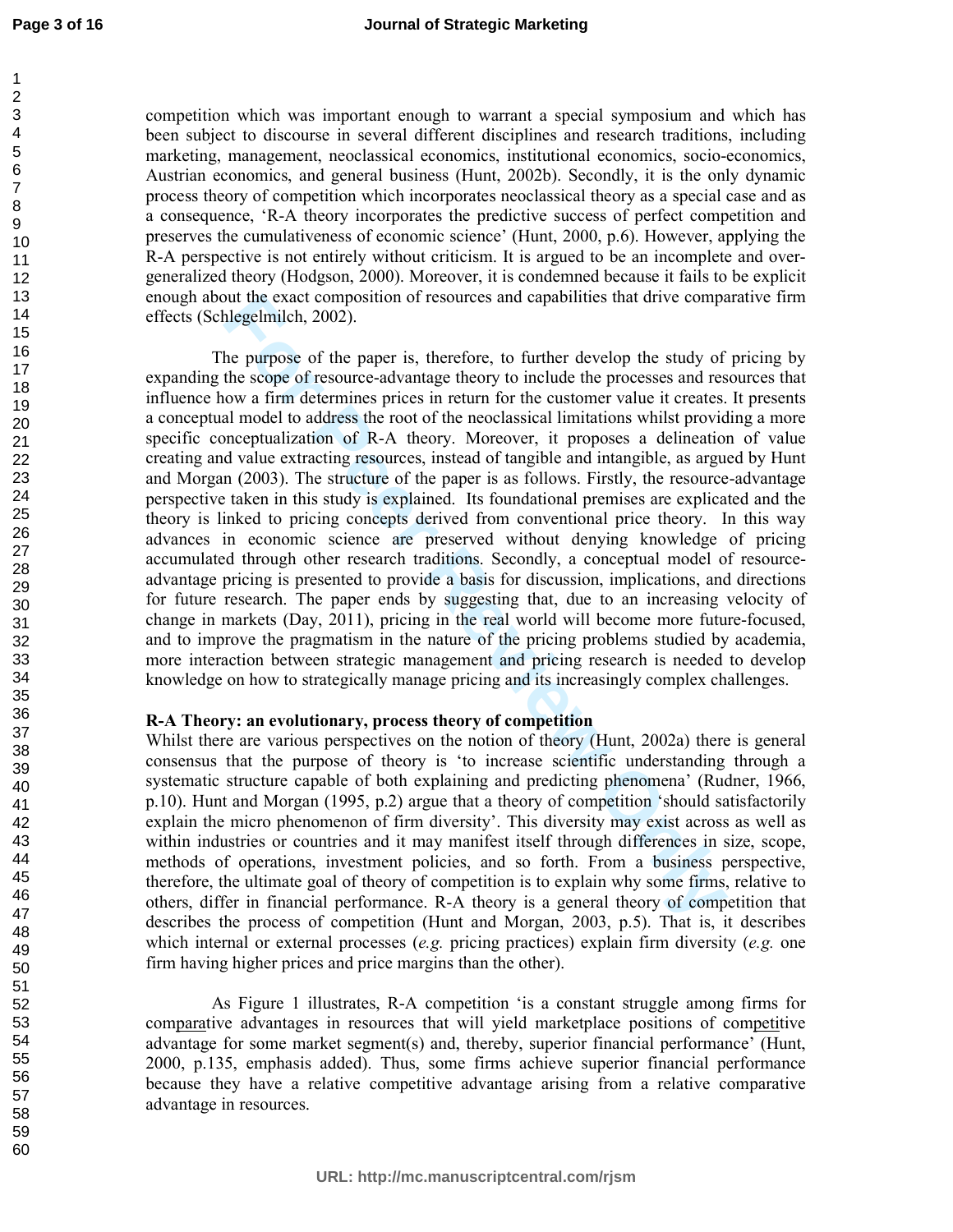competition which was important enough to warrant a special symposium and which has been subject to discourse in several different disciplines and research traditions, including marketing, management, neoclassical economics, institutional economics, socio-economics, Austrian economics, and general business (Hunt, 2002b). Secondly, it is the only dynamic process theory of competition which incorporates neoclassical theory as a special case and as a consequence, 'R-A theory incorporates the predictive success of perfect competition and preserves the cumulativeness of economic science' (Hunt, 2000, p.6). However, applying the R-A perspective is not entirely without criticism. It is argued to be an incomplete and over-generalized theory (Hodgson, 2000). Moreover, it is condemned because it fails to be explicit enough about the exact composition of resources and capabilities that drive comparative firm effects (Schlegelmilch, 2002).

The purpose of the paper is, therefore, to further develop the study of pricing by expanding the scope of resource-advantage theory to include the processes and resources that influence how a firm determines prices in return for the customer value it creates. It presents a conceptual model to address the root of the neoclassical limitations whilst providing a more specific conceptualization of R-A theory. Moreover, it proposes a delineation of value creating and value extracting resources, instead of tangible and intangible, as argued by Hunt and Morgan (2003). The structure of the paper is as follows. Firstly, the resource-advantage perspective taken in this study is explained. Its foundational premises are explicated and the theory is linked to pricing concepts derived from conventional price theory. In this way advances in economic science are preserved without denying knowledge of pricing accumulated through other research traditions. Secondly, a conceptual model of resource-advantage pricing is presented to provide a basis for discussion, implications, and directions for future research. The paper ends by suggesting that, due to an increasing velocity of change in markets (Day, 2011), pricing in the real world will become more future-focused, and to improve the pragmatism in the nature of the pricing problems studied by academia, more interaction between strategic management and pricing research is needed to develop knowledge on how to strategically manage pricing and its increasingly complex challenges.

## R-A Theory: an evolutionary, process theory of competition

Whilst there are various perspectives on the notion of theory (Hunt, 2002a) there is general consensus that the purpose of theory is 'to increase scientific understanding through a systematic structure capable of both explaining and predicting phenomena' (Rudner, 1966, p.10). Hunt and Morgan (1995, p.2) argue that a theory of competition 'should satisfactorily explain the micro phenomenon of firm diversity'. This diversity may exist across as well as within industries or countries and it may manifest itself through differences in size, scope, methods of operations, investment policies, and so forth. From a business perspective, therefore, the ultimate goal of theory of competition is to explain why some firms, relative to others, differ in financial performance. R-A theory is a general theory of competition that describes the process of competition (Hunt and Morgan, 2003, p.5). That is, it describes which internal or external processes (*e.g.* pricing practices) explain firm diversity (*e.g.* one firm having higher prices and price margins than the other).

As Figure 1 illustrates, R-A competition 'is a constant struggle among firms for compa<u>ra</u>tive advantages in resources that will yield marketplace positions of com<u>peti</u>tive advantage for some market segment(s) and, thereby, superior financial performance' (Hunt, 2000, p.135, emphasis added). Thus, some firms achieve superior financial performance because they have a relative competitive advantage arising from a relative comparative advantage in resources.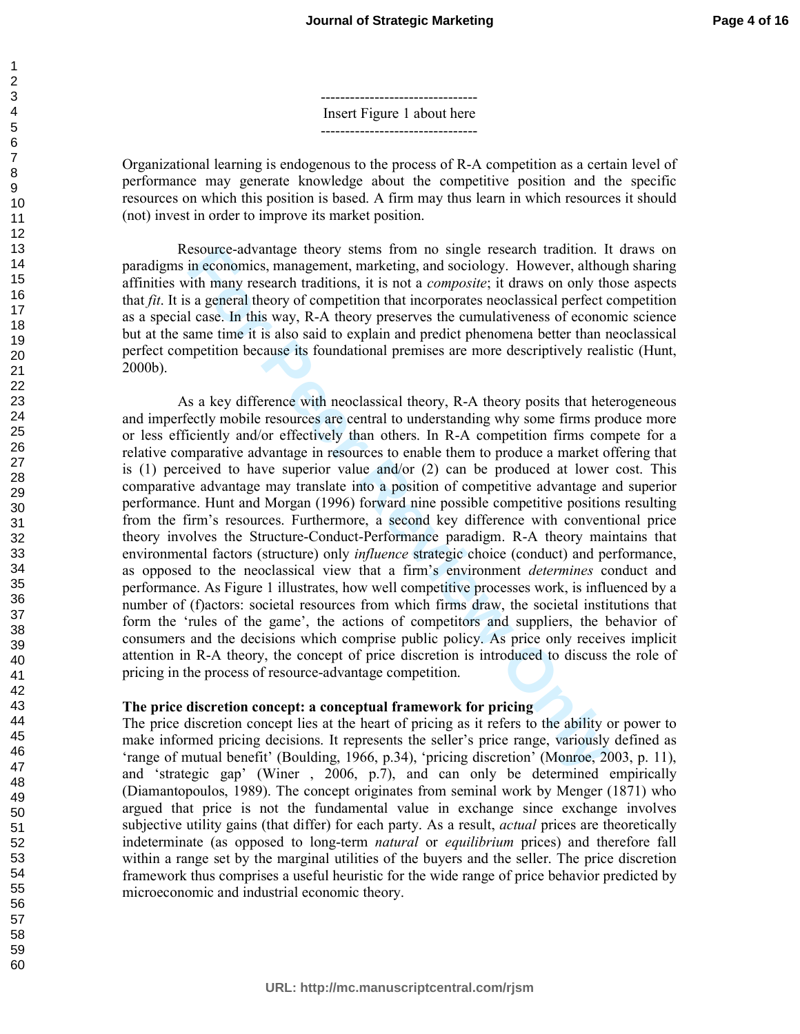--------------------------------
Insert Figure 1 about here
--------------------------------

Organizational learning is endogenous to the process of R-A competition as a certain level of performance may generate knowledge about the competitive position and the specific resources on which this position is based. A firm may thus learn in which resources it should (not) invest in order to improve its market position.

Resource-advantage theory stems from no single research tradition. It draws on paradigms in economics, management, marketing, and sociology. However, although sharing affinities with many research traditions, it is not a *composite*; it draws on only those aspects that *fit*. It is a general theory of competition that incorporates neoclassical perfect competition as a special case. In this way, R-A theory preserves the cumulativeness of economic science but at the same time it is also said to explain and predict phenomena better than neoclassical perfect competition because its foundational premises are more descriptively realistic (Hunt, 2000b).

As a key difference with neoclassical theory, R-A theory posits that heterogeneous and imperfectly mobile resources are central to understanding why some firms produce more or less efficiently and/or effectively than others. In R-A competition firms compete for a relative comparative advantage in resources to enable them to produce a market offering that is (1) perceived to have superior value and/or (2) can be produced at lower cost. This comparative advantage may translate into a position of competitive advantage and superior performance. Hunt and Morgan (1996) forward nine possible competitive positions resulting from the firm's resources. Furthermore, a second key difference with conventional price theory involves the Structure-Conduct-Performance paradigm. R-A theory maintains that environmental factors (structure) only *influence* strategic choice (conduct) and performance, as opposed to the neoclassical view that a firm's environment *determines* conduct and performance. As Figure 1 illustrates, how well competitive processes work, is influenced by a number of (f)actors: societal resources from which firms draw, the societal institutions that form the 'rules of the game', the actions of competitors and suppliers, the behavior of consumers and the decisions which comprise public policy. As price only receives implicit attention in R-A theory, the concept of price discretion is introduced to discuss the role of pricing in the process of resource-advantage competition.

**The price discretion concept: a conceptual framework for pricing**

The price discretion concept lies at the heart of pricing as it refers to the ability or power to make informed pricing decisions. It represents the seller's price range, variously defined as 'range of mutual benefit' (Boulding, 1966, p.34), 'pricing discretion' (Monroe, 2003, p. 11), and 'strategic gap' (Winer , 2006, p.7), and can only be determined empirically (Diamantopoulos, 1989). The concept originates from seminal work by Menger (1871) who argued that price is not the fundamental value in exchange since exchange involves subjective utility gains (that differ) for each party. As a result, *actual* prices are theoretically indeterminate (as opposed to long-term *natural* or *equilibrium* prices) and therefore fall within a range set by the marginal utilities of the buyers and the seller. The price discretion framework thus comprises a useful heuristic for the wide range of price behavior predicted by microeconomic and industrial economic theory.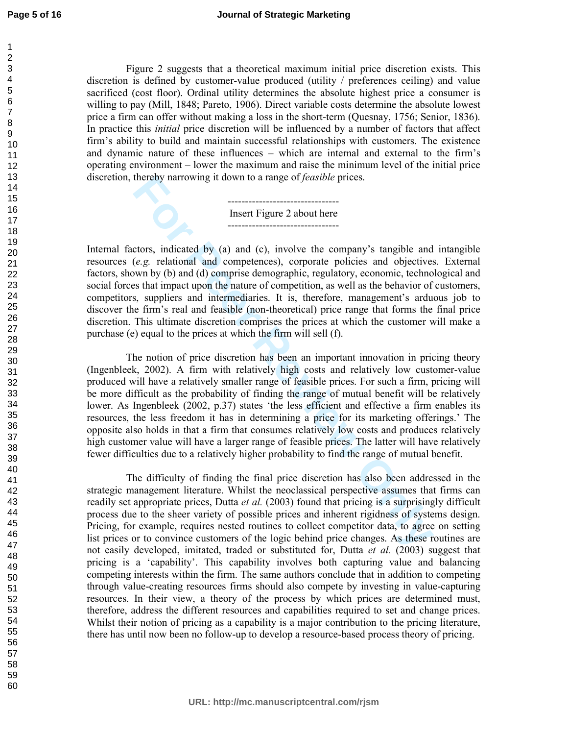Figure 2 suggests that a theoretical maximum initial price discretion exists. This discretion is defined by customer-value produced (utility / preferences ceiling) and value sacrificed (cost floor). Ordinal utility determines the absolute highest price a consumer is willing to pay (Mill, 1848; Pareto, 1906). Direct variable costs determine the absolute lowest price a firm can offer without making a loss in the short-term (Quesnay, 1756; Senior, 1836). In practice this *initial* price discretion will be influenced by a number of factors that affect firm's ability to build and maintain successful relationships with customers. The existence and dynamic nature of these influences – which are internal and external to the firm's operating environment – lower the maximum and raise the minimum level of the initial price discretion, thereby narrowing it down to a range of *feasible* prices.

--------------------------------

Insert Figure 2 about here

--------------------------------

Internal factors, indicated by (a) and (c), involve the company's tangible and intangible resources (*e.g.* relational and competences), corporate policies and objectives. External factors, shown by (b) and (d) comprise demographic, regulatory, economic, technological and social forces that impact upon the nature of competition, as well as the behavior of customers, competitors, suppliers and intermediaries. It is, therefore, management's arduous job to discover the firm's real and feasible (non-theoretical) price range that forms the final price discretion. This ultimate discretion comprises the prices at which the customer will make a purchase (e) equal to the prices at which the firm will sell (f).

The notion of price discretion has been an important innovation in pricing theory (Ingenbleek, 2002). A firm with relatively high costs and relatively low customer-value produced will have a relatively smaller range of feasible prices. For such a firm, pricing will be more difficult as the probability of finding the range of mutual benefit will be relatively lower. As Ingenbleek (2002, p.37) states 'the less efficient and effective a firm enables its resources, the less freedom it has in determining a price for its marketing offerings.' The opposite also holds in that a firm that consumes relatively low costs and produces relatively high customer value will have a larger range of feasible prices. The latter will have relatively fewer difficulties due to a relatively higher probability to find the range of mutual benefit.

The difficulty of finding the final price discretion has also been addressed in the strategic management literature. Whilst the neoclassical perspective assumes that firms can readily set appropriate prices, Dutta *et al.* (2003) found that pricing is a surprisingly difficult process due to the sheer variety of possible prices and inherent rigidness of systems design. Pricing, for example, requires nested routines to collect competitor data, to agree on setting list prices or to convince customers of the logic behind price changes. As these routines are not easily developed, imitated, traded or substituted for, Dutta *et al.* (2003) suggest that pricing is a 'capability'. This capability involves both capturing value and balancing competing interests within the firm. The same authors conclude that in addition to competing through value-creating resources firms should also compete by investing in value-capturing resources. In their view, a theory of the process by which prices are determined must, therefore, address the different resources and capabilities required to set and change prices. Whilst their notion of pricing as a capability is a major contribution to the pricing literature, there has until now been no follow-up to develop a resource-based process theory of pricing.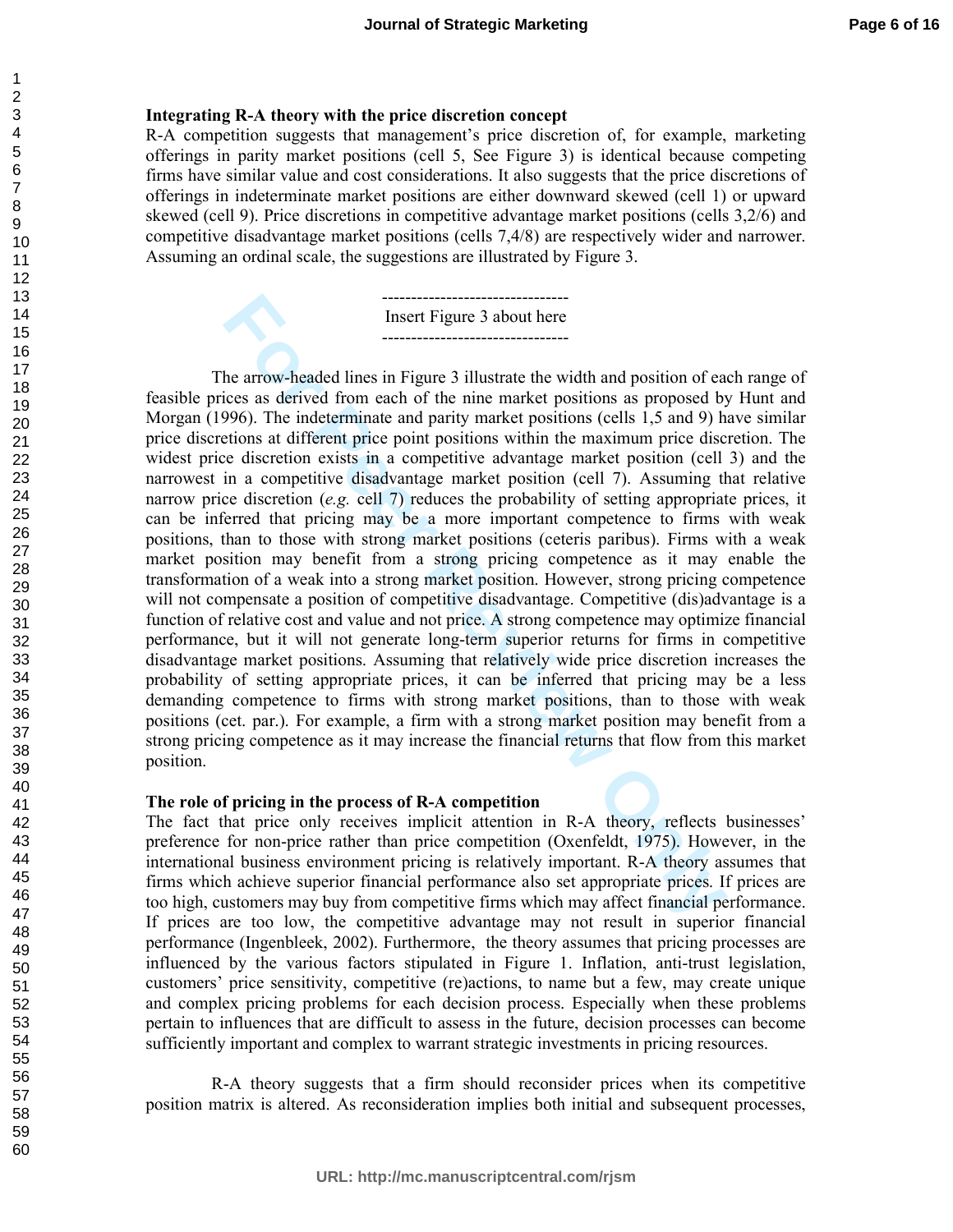**Integrating R-A theory with the price discretion concept**

R-A competition suggests that management's price discretion of, for example, marketing offerings in parity market positions (cell 5, See Figure 3) is identical because competing firms have similar value and cost considerations. It also suggests that the price discretions of offerings in indeterminate market positions are either downward skewed (cell 1) or upward skewed (cell 9). Price discretions in competitive advantage market positions (cells 3,2/6) and competitive disadvantage market positions (cells 7,4/8) are respectively wider and narrower. Assuming an ordinal scale, the suggestions are illustrated by Figure 3.

--------------------------------
Insert Figure 3 about here
--------------------------------

The arrow-headed lines in Figure 3 illustrate the width and position of each range of feasible prices as derived from each of the nine market positions as proposed by Hunt and Morgan (1996). The indeterminate and parity market positions (cells 1,5 and 9) have similar price discretions at different price point positions within the maximum price discretion. The widest price discretion exists in a competitive advantage market position (cell 3) and the narrowest in a competitive disadvantage market position (cell 7). Assuming that relative narrow price discretion (*e.g.* cell 7) reduces the probability of setting appropriate prices, it can be inferred that pricing may be a more important competence to firms with weak positions, than to those with strong market positions (ceteris paribus). Firms with a weak market position may benefit from a strong pricing competence as it may enable the transformation of a weak into a strong market position. However, strong pricing competence will not compensate a position of competitive disadvantage. Competitive (dis)advantage is a function of relative cost and value and not price. A strong competence may optimize financial performance, but it will not generate long-term superior returns for firms in competitive disadvantage market positions. Assuming that relatively wide price discretion increases the probability of setting appropriate prices, it can be inferred that pricing may be a less demanding competence to firms with strong market positions, than to those with weak positions (cet. par.). For example, a firm with a strong market position may benefit from a strong pricing competence as it may increase the financial returns that flow from this market position.

**The role of pricing in the process of R-A competition**

The fact that price only receives implicit attention in R-A theory, reflects businesses' preference for non-price rather than price competition (Oxenfeldt, 1975). However, in the international business environment pricing is relatively important. R-A theory assumes that firms which achieve superior financial performance also set appropriate prices. If prices are too high, customers may buy from competitive firms which may affect financial performance. If prices are too low, the competitive advantage may not result in superior financial performance (Ingenbleek, 2002). Furthermore, the theory assumes that pricing processes are influenced by the various factors stipulated in Figure 1. Inflation, anti-trust legislation, customers' price sensitivity, competitive (re)actions, to name but a few, may create unique and complex pricing problems for each decision process. Especially when these problems pertain to influences that are difficult to assess in the future, decision processes can become sufficiently important and complex to warrant strategic investments in pricing resources.

R-A theory suggests that a firm should reconsider prices when its competitive position matrix is altered. As reconsideration implies both initial and subsequent processes,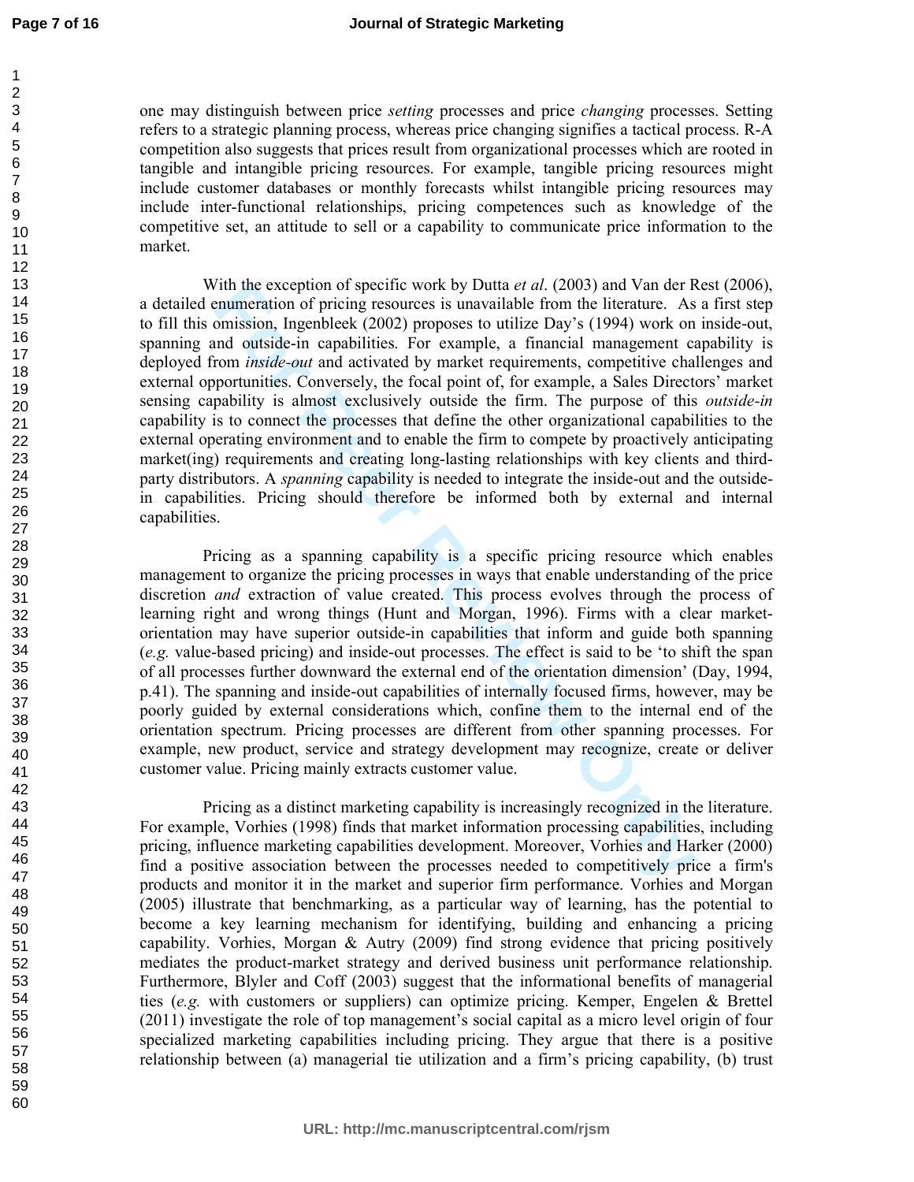one may distinguish between price *setting* processes and price *changing* processes. Setting refers to a strategic planning process, whereas price changing signifies a tactical process. R-A competition also suggests that prices result from organizational processes which are rooted in tangible and intangible pricing resources. For example, tangible pricing resources might include customer databases or monthly forecasts whilst intangible pricing resources may include inter-functional relationships, pricing competences such as knowledge of the competitive set, an attitude to sell or a capability to communicate price information to the market.

With the exception of specific work by Dutta *et al*. (2003) and Van der Rest (2006), a detailed enumeration of pricing resources is unavailable from the literature. As a first step to fill this omission, Ingenbleek (2002) proposes to utilize Day's (1994) work on inside-out, spanning and outside-in capabilities. For example, a financial management capability is deployed from *inside-out* and activated by market requirements, competitive challenges and external opportunities. Conversely, the focal point of, for example, a Sales Directors' market sensing capability is almost exclusively outside the firm. The purpose of this *outside-in* capability is to connect the processes that define the other organizational capabilities to the external operating environment and to enable the firm to compete by proactively anticipating market(ing) requirements and creating long-lasting relationships with key clients and third-party distributors. A *spanning* capability is needed to integrate the inside-out and the outside-in capabilities. Pricing should therefore be informed both by external and internal capabilities.

Pricing as a spanning capability is a specific pricing resource which enables management to organize the pricing processes in ways that enable understanding of the price discretion *and* extraction of value created. This process evolves through the process of learning right and wrong things (Hunt and Morgan, 1996). Firms with a clear market-orientation may have superior outside-in capabilities that inform and guide both spanning (*e.g.* value-based pricing) and inside-out processes. The effect is said to be 'to shift the span of all processes further downward the external end of the orientation dimension' (Day, 1994, p.41). The spanning and inside-out capabilities of internally focused firms, however, may be poorly guided by external considerations which, confine them to the internal end of the orientation spectrum. Pricing processes are different from other spanning processes. For example, new product, service and strategy development may recognize, create or deliver customer value. Pricing mainly extracts customer value.

Pricing as a distinct marketing capability is increasingly recognized in the literature. For example, Vorhies (1998) finds that market information processing capabilities, including pricing, influence marketing capabilities development. Moreover, Vorhies and Harker (2000) find a positive association between the processes needed to competitively price a firm's products and monitor it in the market and superior firm performance. Vorhies and Morgan (2005) illustrate that benchmarking, as a particular way of learning, has the potential to become a key learning mechanism for identifying, building and enhancing a pricing capability. Vorhies, Morgan & Autry (2009) find strong evidence that pricing positively mediates the product-market strategy and derived business unit performance relationship. Furthermore, Blyler and Coff (2003) suggest that the informational benefits of managerial ties (*e.g.* with customers or suppliers) can optimize pricing. Kemper, Engelen & Brettel (2011) investigate the role of top management's social capital as a micro level origin of four specialized marketing capabilities including pricing. They argue that there is a positive relationship between (a) managerial tie utilization and a firm's pricing capability, (b) trust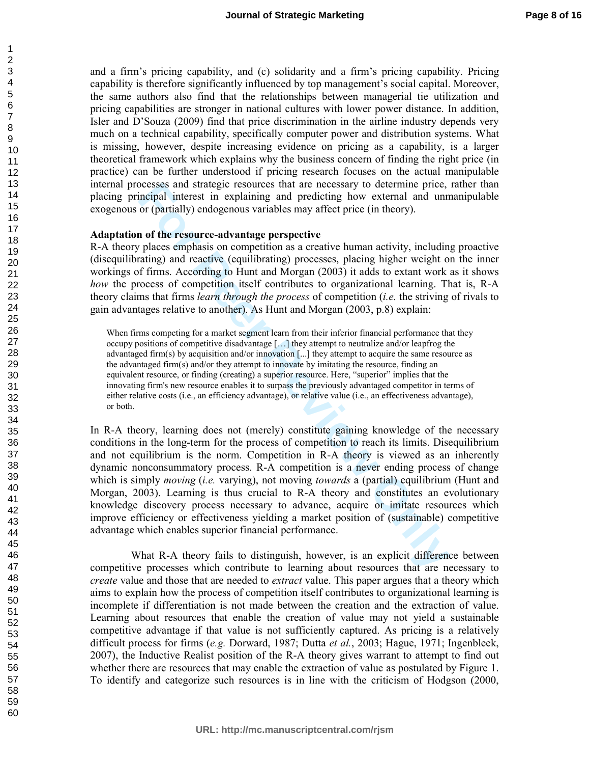and a firm's pricing capability, and (c) solidarity and a firm's pricing capability. Pricing capability is therefore significantly influenced by top management's social capital. Moreover, the same authors also find that the relationships between managerial tie utilization and pricing capabilities are stronger in national cultures with lower power distance. In addition, Isler and D'Souza (2009) find that price discrimination in the airline industry depends very much on a technical capability, specifically computer power and distribution systems. What is missing, however, despite increasing evidence on pricing as a capability, is a larger theoretical framework which explains why the business concern of finding the right price (in practice) can be further understood if pricing research focuses on the actual manipulable internal processes and strategic resources that are necessary to determine price, rather than placing principal interest in explaining and predicting how external and unmanipulable exogenous or (partially) endogenous variables may affect price (in theory).

**Adaptation of the resource-advantage perspective**

R-A theory places emphasis on competition as a creative human activity, including proactive (disequilibrating) and reactive (equilibrating) processes, placing higher weight on the inner workings of firms. According to Hunt and Morgan (2003) it adds to extant work as it shows *how* the process of competition itself contributes to organizational learning. That is, R-A theory claims that firms *learn through the process* of competition (*i.e.* the striving of rivals to gain advantages relative to another). As Hunt and Morgan (2003, p.8) explain:

> When firms competing for a market segment learn from their inferior financial performance that they occupy positions of competitive disadvantage […] they attempt to neutralize and/or leapfrog the advantaged firm(s) by acquisition and/or innovation [...] they attempt to acquire the same resource as the advantaged firm(s) and/or they attempt to innovate by imitating the resource, finding an equivalent resource, or finding (creating) a superior resource. Here, "superior" implies that the innovating firm's new resource enables it to surpass the previously advantaged competitor in terms of either relative costs (i.e., an efficiency advantage), or relative value (i.e., an effectiveness advantage), or both.

In R-A theory, learning does not (merely) constitute gaining knowledge of the necessary conditions in the long-term for the process of competition to reach its limits. Disequilibrium and not equilibrium is the norm. Competition in R-A theory is viewed as an inherently dynamic nonconsummatory process. R-A competition is a never ending process of change which is simply *moving* (*i.e.* varying), not moving *towards* a (partial) equilibrium (Hunt and Morgan, 2003). Learning is thus crucial to R-A theory and constitutes an evolutionary knowledge discovery process necessary to advance, acquire or imitate resources which improve efficiency or effectiveness yielding a market position of (sustainable) competitive advantage which enables superior financial performance.

What R-A theory fails to distinguish, however, is an explicit difference between competitive processes which contribute to learning about resources that are necessary to *create* value and those that are needed to *extract* value. This paper argues that a theory which aims to explain how the process of competition itself contributes to organizational learning is incomplete if differentiation is not made between the creation and the extraction of value. Learning about resources that enable the creation of value may not yield a sustainable competitive advantage if that value is not sufficiently captured. As pricing is a relatively difficult process for firms (*e.g.* Dorward, 1987; Dutta *et al.*, 2003; Hague, 1971; Ingenbleek, 2007), the Inductive Realist position of the R-A theory gives warrant to attempt to find out whether there are resources that may enable the extraction of value as postulated by Figure 1. To identify and categorize such resources is in line with the criticism of Hodgson (2000,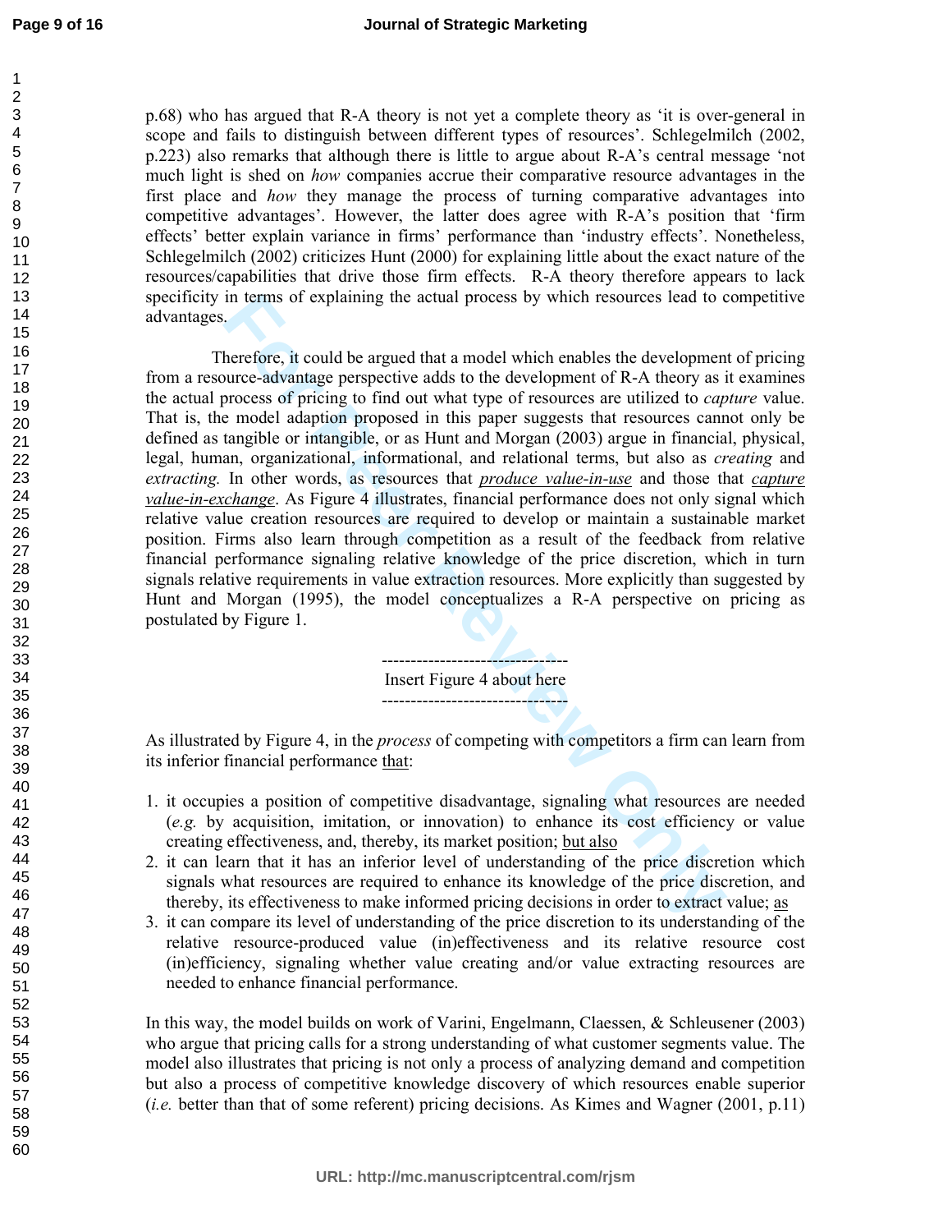p.68) who has argued that R-A theory is not yet a complete theory as 'it is over-general in scope and fails to distinguish between different types of resources'. Schlegelmilch (2002, p.223) also remarks that although there is little to argue about R-A's central message 'not much light is shed on *how* companies accrue their comparative resource advantages in the first place and *how* they manage the process of turning comparative advantages into competitive advantages'. However, the latter does agree with R-A's position that 'firm effects' better explain variance in firms' performance than 'industry effects'. Nonetheless, Schlegelmilch (2002) criticizes Hunt (2000) for explaining little about the exact nature of the resources/capabilities that drive those firm effects. R-A theory therefore appears to lack specificity in terms of explaining the actual process by which resources lead to competitive advantages.

Therefore, it could be argued that a model which enables the development of pricing from a resource-advantage perspective adds to the development of R-A theory as it examines the actual process of pricing to find out what type of resources are utilized to *capture* value. That is, the model adaption proposed in this paper suggests that resources cannot only be defined as tangible or intangible, or as Hunt and Morgan (2003) argue in financial, physical, legal, human, organizational, informational, and relational terms, but also as *creating* and *extracting.* In other words, as resources that *produce value-in-use* and those that *capture value-in-exchange*. As Figure 4 illustrates, financial performance does not only signal which relative value creation resources are required to develop or maintain a sustainable market position. Firms also learn through competition as a result of the feedback from relative financial performance signaling relative knowledge of the price discretion, which in turn signals relative requirements in value extraction resources. More explicitly than suggested by Hunt and Morgan (1995), the model conceptualizes a R-A perspective on pricing as postulated by Figure 1.

--------------------------------

Insert Figure 4 about here

--------------------------------

As illustrated by Figure 4, in the *process* of competing with competitors a firm can learn from its inferior financial performance that:

1. it occupies a position of competitive disadvantage, signaling what resources are needed (*e.g.* by acquisition, imitation, or innovation) to enhance its cost efficiency or value creating effectiveness, and, thereby, its market position; but also
2. it can learn that it has an inferior level of understanding of the price discretion which signals what resources are required to enhance its knowledge of the price discretion, and thereby, its effectiveness to make informed pricing decisions in order to extract value; as
3. it can compare its level of understanding of the price discretion to its understanding of the relative resource-produced value (in)effectiveness and its relative resource cost (in)efficiency, signaling whether value creating and/or value extracting resources are needed to enhance financial performance.

In this way, the model builds on work of Varini, Engelmann, Claessen, & Schleusener (2003) who argue that pricing calls for a strong understanding of what customer segments value. The model also illustrates that pricing is not only a process of analyzing demand and competition but also a process of competitive knowledge discovery of which resources enable superior (*i.e.* better than that of some referent) pricing decisions. As Kimes and Wagner (2001, p.11)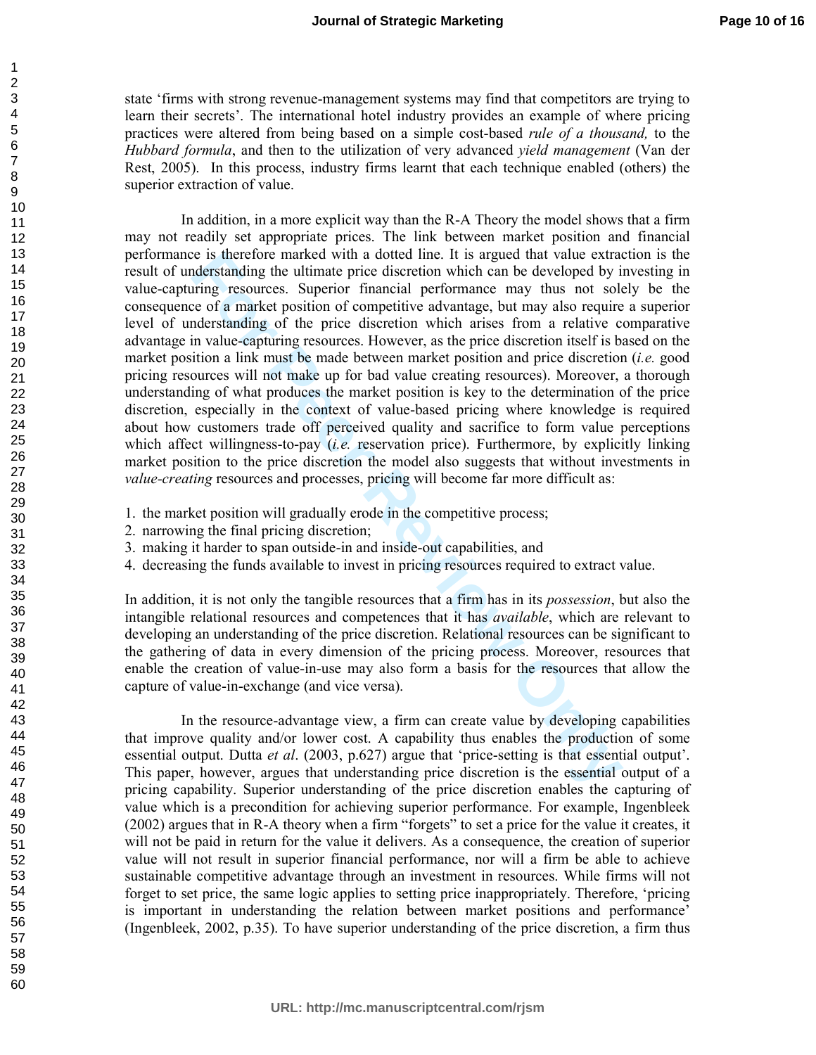state 'firms with strong revenue-management systems may find that competitors are trying to learn their secrets'. The international hotel industry provides an example of where pricing practices were altered from being based on a simple cost-based *rule of a thousand,* to the *Hubbard formula*, and then to the utilization of very advanced *yield management* (Van der Rest, 2005). In this process, industry firms learnt that each technique enabled (others) the superior extraction of value.

In addition, in a more explicit way than the R-A Theory the model shows that a firm may not readily set appropriate prices. The link between market position and financial performance is therefore marked with a dotted line. It is argued that value extraction is the result of understanding the ultimate price discretion which can be developed by investing in value-capturing resources. Superior financial performance may thus not solely be the consequence of a market position of competitive advantage, but may also require a superior level of understanding of the price discretion which arises from a relative comparative advantage in value-capturing resources. However, as the price discretion itself is based on the market position a link must be made between market position and price discretion (*i.e.* good pricing resources will not make up for bad value creating resources). Moreover, a thorough understanding of what produces the market position is key to the determination of the price discretion, especially in the context of value-based pricing where knowledge is required about how customers trade off perceived quality and sacrifice to form value perceptions which affect willingness-to-pay (*i.e.* reservation price). Furthermore, by explicitly linking market position to the price discretion the model also suggests that without investments in *value-creating* resources and processes, pricing will become far more difficult as:

1. the market position will gradually erode in the competitive process;
2. narrowing the final pricing discretion;
3. making it harder to span outside-in and inside-out capabilities, and
4. decreasing the funds available to invest in pricing resources required to extract value.

In addition, it is not only the tangible resources that a firm has in its *possession*, but also the intangible relational resources and competences that it has *available*, which are relevant to developing an understanding of the price discretion. Relational resources can be significant to the gathering of data in every dimension of the pricing process. Moreover, resources that enable the creation of value-in-use may also form a basis for the resources that allow the capture of value-in-exchange (and vice versa).

In the resource-advantage view, a firm can create value by developing capabilities that improve quality and/or lower cost. A capability thus enables the production of some essential output. Dutta *et al*. (2003, p.627) argue that 'price-setting is that essential output'. This paper, however, argues that understanding price discretion is the essential output of a pricing capability. Superior understanding of the price discretion enables the capturing of value which is a precondition for achieving superior performance. For example, Ingenbleek (2002) argues that in R-A theory when a firm "forgets" to set a price for the value it creates, it will not be paid in return for the value it delivers. As a consequence, the creation of superior value will not result in superior financial performance, nor will a firm be able to achieve sustainable competitive advantage through an investment in resources. While firms will not forget to set price, the same logic applies to setting price inappropriately. Therefore, 'pricing is important in understanding the relation between market positions and performance' (Ingenbleek, 2002, p.35). To have superior understanding of the price discretion, a firm thus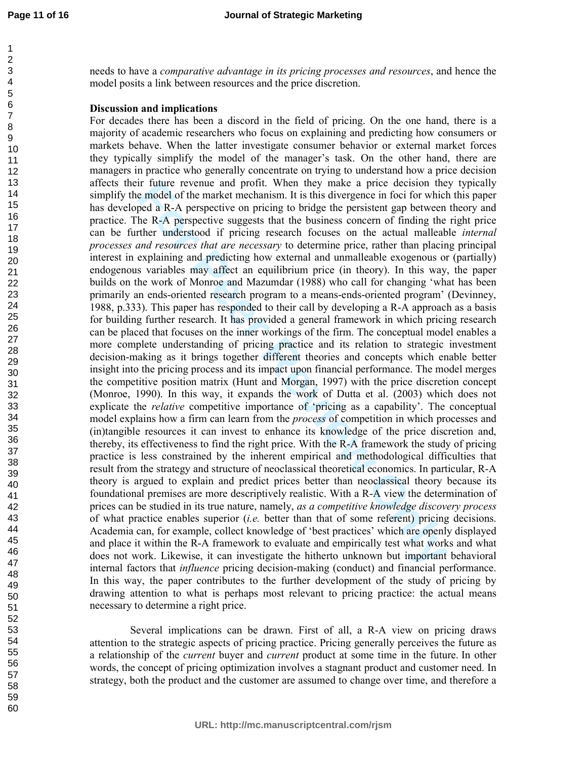needs to have a *comparative advantage in its pricing processes and resources*, and hence the model posits a link between resources and the price discretion.

**Discussion and implications**

For decades there has been a discord in the field of pricing. On the one hand, there is a majority of academic researchers who focus on explaining and predicting how consumers or markets behave. When the latter investigate consumer behavior or external market forces they typically simplify the model of the manager's task. On the other hand, there are managers in practice who generally concentrate on trying to understand how a price decision affects their future revenue and profit. When they make a price decision they typically simplify the model of the market mechanism. It is this divergence in foci for which this paper has developed a R-A perspective on pricing to bridge the persistent gap between theory and practice. The R-A perspective suggests that the business concern of finding the right price can be further understood if pricing research focuses on the actual malleable *internal processes and resources that are necessary* to determine price, rather than placing principal interest in explaining and predicting how external and unmalleable exogenous or (partially) endogenous variables may affect an equilibrium price (in theory). In this way, the paper builds on the work of Monroe and Mazumdar (1988) who call for changing 'what has been primarily an ends-oriented research program to a means-ends-oriented program' (Devinney, 1988, p.333). This paper has responded to their call by developing a R-A approach as a basis for building further research. It has provided a general framework in which pricing research can be placed that focuses on the inner workings of the firm. The conceptual model enables a more complete understanding of pricing practice and its relation to strategic investment decision-making as it brings together different theories and concepts which enable better insight into the pricing process and its impact upon financial performance. The model merges the competitive position matrix (Hunt and Morgan, 1997) with the price discretion concept (Monroe, 1990). In this way, it expands the work of Dutta et al. (2003) which does not explicate the *relative* competitive importance of 'pricing as a capability'. The conceptual model explains how a firm can learn from the *process* of competition in which processes and (in)tangible resources it can invest to enhance its knowledge of the price discretion and, thereby, its effectiveness to find the right price. With the R-A framework the study of pricing practice is less constrained by the inherent empirical and methodological difficulties that result from the strategy and structure of neoclassical theoretical economics. In particular, R-A theory is argued to explain and predict prices better than neoclassical theory because its foundational premises are more descriptively realistic. With a R-A view the determination of prices can be studied in its true nature, namely, *as a competitive knowledge discovery process* of what practice enables superior (*i.e.* better than that of some referent) pricing decisions. Academia can, for example, collect knowledge of 'best practices' which are openly displayed and place it within the R-A framework to evaluate and empirically test what works and what does not work. Likewise, it can investigate the hitherto unknown but important behavioral internal factors that *influence* pricing decision-making (conduct) and financial performance. In this way, the paper contributes to the further development of the study of pricing by drawing attention to what is perhaps most relevant to pricing practice: the actual means necessary to determine a right price.

Several implications can be drawn. First of all, a R-A view on pricing draws attention to the strategic aspects of pricing practice. Pricing generally perceives the future as a relationship of the *current* buyer and *current* product at some time in the future. In other words, the concept of pricing optimization involves a stagnant product and customer need. In strategy, both the product and the customer are assumed to change over time, and therefore a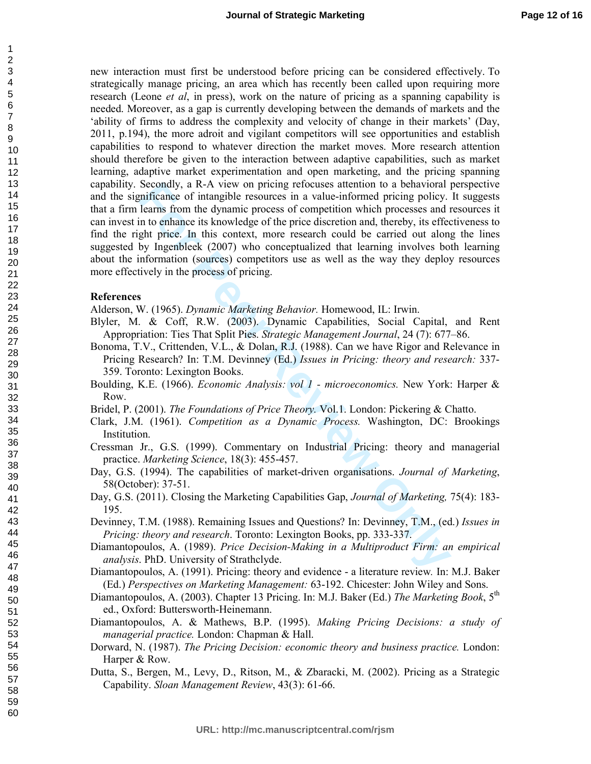new interaction must first be understood before pricing can be considered effectively. To strategically manage pricing, an area which has recently been called upon requiring more research (Leone *et al*, in press), work on the nature of pricing as a spanning capability is needed. Moreover, as a gap is currently developing between the demands of markets and the 'ability of firms to address the complexity and velocity of change in their markets' (Day, 2011, p.194), the more adroit and vigilant competitors will see opportunities and establish capabilities to respond to whatever direction the market moves. More research attention should therefore be given to the interaction between adaptive capabilities, such as market learning, adaptive market experimentation and open marketing, and the pricing spanning capability. Secondly, a R-A view on pricing refocuses attention to a behavioral perspective and the significance of intangible resources in a value-informed pricing policy. It suggests that a firm learns from the dynamic process of competition which processes and resources it can invest in to enhance its knowledge of the price discretion and, thereby, its effectiveness to find the right price. In this context, more research could be carried out along the lines suggested by Ingenbleek (2007) who conceptualized that learning involves both learning about the information (sources) competitors use as well as the way they deploy resources more effectively in the process of pricing.

**References**

Alderson, W. (1965). *Dynamic Marketing Behavior.* Homewood, IL: Irwin.

Blyler, M. & Coff, R.W. (2003). Dynamic Capabilities, Social Capital, and Rent Appropriation: Ties That Split Pies. *Strategic Management Journal*, 24 (7): 677–86.

Bonoma, T.V., Crittenden, V.L., & Dolan, R.J. (1988). Can we have Rigor and Relevance in Pricing Research? In: T.M. Devinney (Ed.) *Issues in Pricing: theory and research:* 337-359. Toronto: Lexington Books.

Boulding, K.E. (1966). *Economic Analysis: vol 1 - microeconomics.* New York: Harper & Row.

Bridel, P. (2001). *The Foundations of Price Theory.* Vol.1. London: Pickering & Chatto.

Clark, J.M. (1961). *Competition as a Dynamic Process.* Washington, DC: Brookings Institution.

Cressman Jr., G.S. (1999). Commentary on Industrial Pricing: theory and managerial practice. *Marketing Science*, 18(3): 455-457.

Day, G.S. (1994). The capabilities of market-driven organisations. *Journal of Marketing*, 58(October): 37-51.

Day, G.S. (2011). Closing the Marketing Capabilities Gap, *Journal of Marketing,* 75(4): 183-195.

Devinney, T.M. (1988). Remaining Issues and Questions? In: Devinney, T.M., (ed.) *Issues in Pricing: theory and research*. Toronto: Lexington Books, pp. 333-337.

Diamantopoulos, A. (1989). *Price Decision-Making in a Multiproduct Firm: an empirical analysis*. PhD. University of Strathclyde.

Diamantopoulos, A. (1991). Pricing: theory and evidence - a literature review. In: M.J. Baker (Ed.) *Perspectives on Marketing Management:* 63-192. Chicester: John Wiley and Sons.

Diamantopoulos, A. (2003). Chapter 13 Pricing. In: M.J. Baker (Ed.) *The Marketing Book*, 5th ed., Oxford: Buttersworth-Heinemann.

Diamantopoulos, A. & Mathews, B.P. (1995). *Making Pricing Decisions: a study of managerial practice.* London: Chapman & Hall.

Dorward, N. (1987). *The Pricing Decision: economic theory and business practice.* London: Harper & Row.

Dutta, S., Bergen, M., Levy, D., Ritson, M., & Zbaracki, M. (2002). Pricing as a Strategic Capability. *Sloan Management Review*, 43(3): 61-66.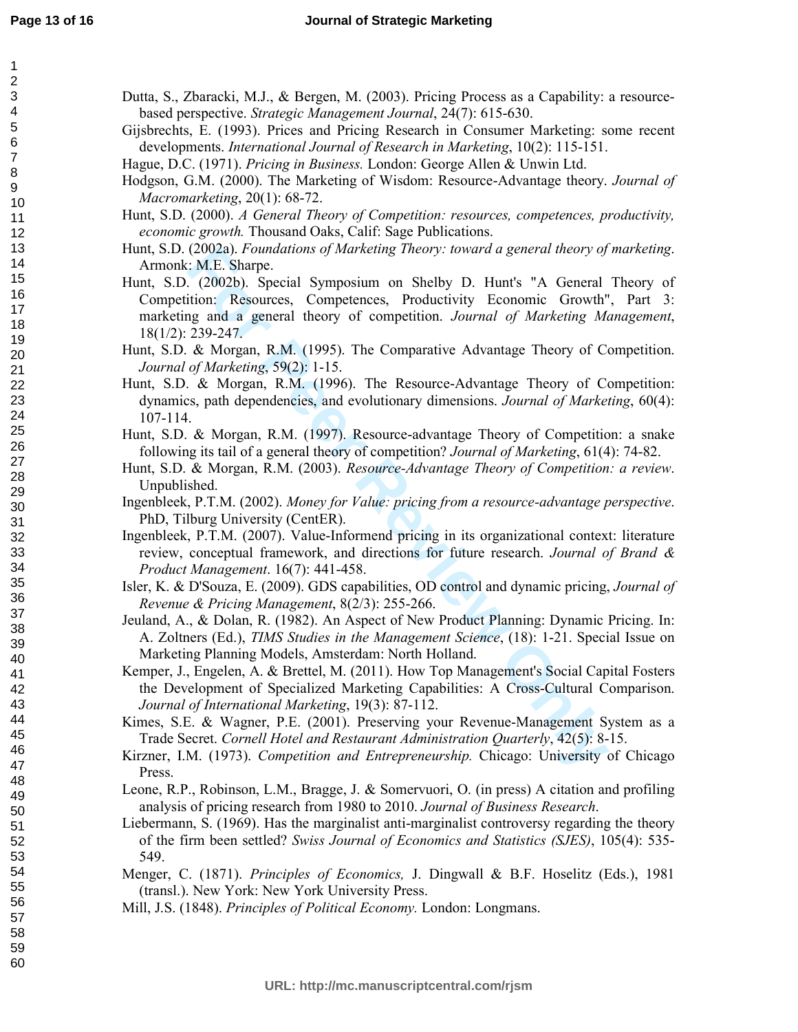Dutta, S., Zbaracki, M.J., & Bergen, M. (2003). Pricing Process as a Capability: a resource-based perspective. *Strategic Management Journal*, 24(7): 615-630.

Gijsbrechts, E. (1993). Prices and Pricing Research in Consumer Marketing: some recent developments. *International Journal of Research in Marketing*, 10(2): 115-151.

Hague, D.C. (1971). *Pricing in Business.* London: George Allen & Unwin Ltd.

Hodgson, G.M. (2000). The Marketing of Wisdom: Resource-Advantage theory. *Journal of Macromarketing*, 20(1): 68-72.

Hunt, S.D. (2000). *A General Theory of Competition: resources, competences, productivity, economic growth.* Thousand Oaks, Calif: Sage Publications.

Hunt, S.D. (2002a). *Foundations of Marketing Theory: toward a general theory of marketing*. Armonk: M.E. Sharpe.

Hunt, S.D. (2002b). Special Symposium on Shelby D. Hunt's "A General Theory of Competition: Resources, Competences, Productivity Economic Growth", Part 3: marketing and a general theory of competition. *Journal of Marketing Management*, 18(1/2): 239-247.

Hunt, S.D. & Morgan, R.M. (1995). The Comparative Advantage Theory of Competition. *Journal of Marketing*, 59(2): 1-15.

Hunt, S.D. & Morgan, R.M. (1996). The Resource-Advantage Theory of Competition: dynamics, path dependencies, and evolutionary dimensions. *Journal of Marketing*, 60(4): 107-114.

Hunt, S.D. & Morgan, R.M. (1997). Resource-advantage Theory of Competition: a snake following its tail of a general theory of competition? *Journal of Marketing*, 61(4): 74-82.

Hunt, S.D. & Morgan, R.M. (2003). *Resource-Advantage Theory of Competition: a review*. Unpublished.

Ingenbleek, P.T.M. (2002). *Money for Value: pricing from a resource-advantage perspective*. PhD, Tilburg University (CentER).

Ingenbleek, P.T.M. (2007). Value-Informend pricing in its organizational context: literature review, conceptual framework, and directions for future research. *Journal of Brand & Product Management*. 16(7): 441-458.

Isler, K. & D'Souza, E. (2009). GDS capabilities, OD control and dynamic pricing, *Journal of Revenue & Pricing Management*, 8(2/3): 255-266.

Jeuland, A., & Dolan, R. (1982). An Aspect of New Product Planning: Dynamic Pricing. In: A. Zoltners (Ed.), *TIMS Studies in the Management Science*, (18): 1-21. Special Issue on Marketing Planning Models, Amsterdam: North Holland.

Kemper, J., Engelen, A. & Brettel, M. (2011). How Top Management's Social Capital Fosters the Development of Specialized Marketing Capabilities: A Cross-Cultural Comparison. *Journal of International Marketing*, 19(3): 87-112.

Kimes, S.E. & Wagner, P.E. (2001). Preserving your Revenue-Management System as a Trade Secret. *Cornell Hotel and Restaurant Administration Quarterly*, 42(5): 8-15.

Kirzner, I.M. (1973). *Competition and Entrepreneurship.* Chicago: University of Chicago Press.

Leone, R.P., Robinson, L.M., Bragge, J. & Somervuori, O. (in press) A citation and profiling analysis of pricing research from 1980 to 2010. *Journal of Business Research*.

Liebermann, S. (1969). Has the marginalist anti-marginalist controversy regarding the theory of the firm been settled? *Swiss Journal of Economics and Statistics (SJES)*, 105(4): 535-549.

Menger, C. (1871). *Principles of Economics,* J. Dingwall & B.F. Hoselitz (Eds.), 1981 (transl.). New York: New York University Press.

Mill, J.S. (1848). *Principles of Political Economy.* London: Longmans.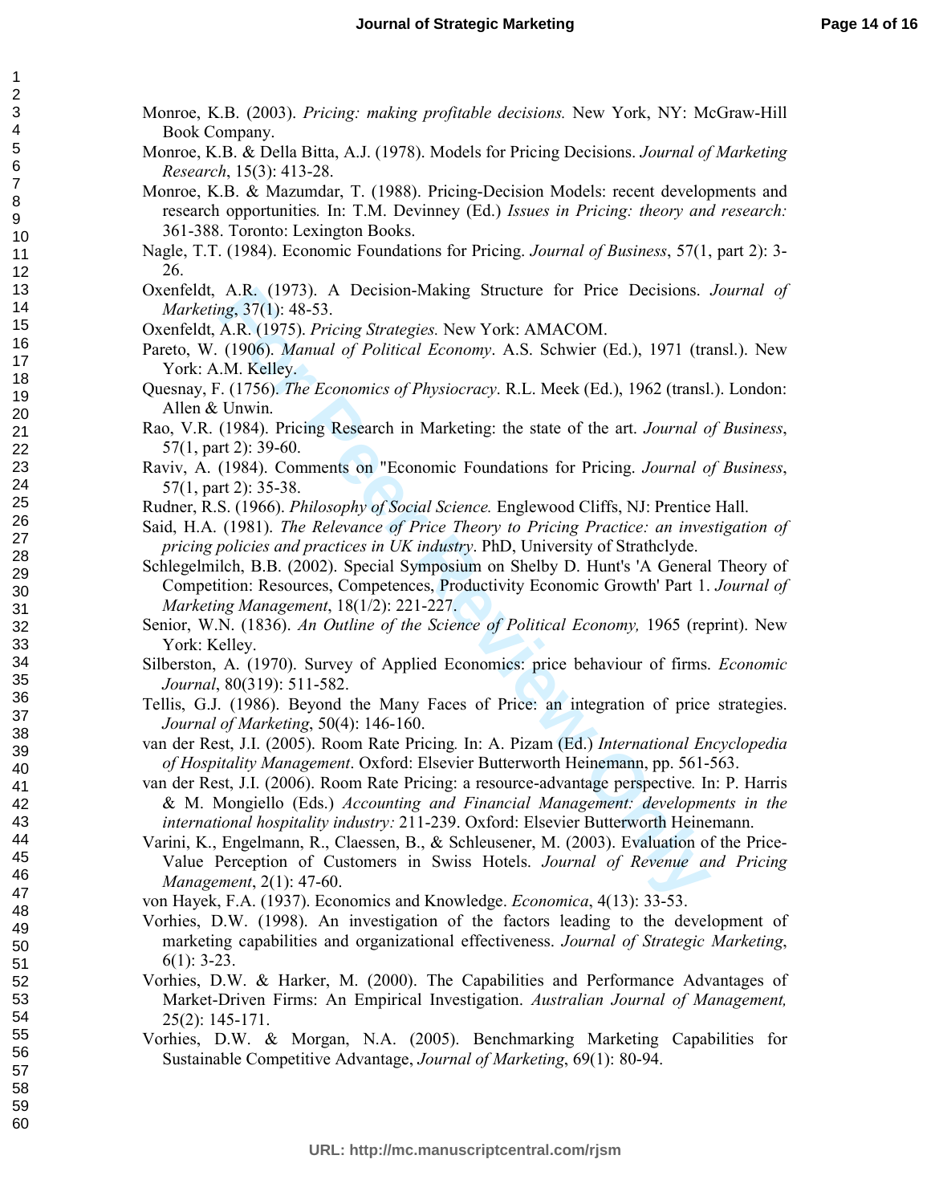Monroe, K.B. (2003). *Pricing: making profitable decisions.* New York, NY: McGraw-Hill Book Company.

Monroe, K.B. & Della Bitta, A.J. (1978). Models for Pricing Decisions. *Journal of Marketing Research*, 15(3): 413-28.

Monroe, K.B. & Mazumdar, T. (1988). Pricing-Decision Models: recent developments and research opportunities. In: T.M. Devinney (Ed.) *Issues in Pricing: theory and research:* 361-388. Toronto: Lexington Books.

Nagle, T.T. (1984). Economic Foundations for Pricing. *Journal of Business*, 57(1, part 2): 3-26.

Oxenfeldt, A.R. (1973). A Decision-Making Structure for Price Decisions. *Journal of Marketing*, 37(1): 48-53.

Oxenfeldt, A.R. (1975). *Pricing Strategies.* New York: AMACOM.

Pareto, W. (1906). *Manual of Political Economy*. A.S. Schwier (Ed.), 1971 (transl.). New York: A.M. Kelley.

Quesnay, F. (1756). *The Economics of Physiocracy*. R.L. Meek (Ed.), 1962 (transl.). London: Allen & Unwin.

Rao, V.R. (1984). Pricing Research in Marketing: the state of the art. *Journal of Business*, 57(1, part 2): 39-60.

Raviv, A. (1984). Comments on "Economic Foundations for Pricing. *Journal of Business*, 57(1, part 2): 35-38.

Rudner, R.S. (1966). *Philosophy of Social Science.* Englewood Cliffs, NJ: Prentice Hall.

Said, H.A. (1981). *The Relevance of Price Theory to Pricing Practice: an investigation of pricing policies and practices in UK industry*. PhD, University of Strathclyde.

Schlegelmilch, B.B. (2002). Special Symposium on Shelby D. Hunt's 'A General Theory of Competition: Resources, Competences, Productivity Economic Growth' Part 1. *Journal of Marketing Management*, 18(1/2): 221-227.

Senior, W.N. (1836). *An Outline of the Science of Political Economy,* 1965 (reprint). New York: Kelley.

Silberston, A. (1970). Survey of Applied Economics: price behaviour of firms. *Economic Journal*, 80(319): 511-582.

Tellis, G.J. (1986). Beyond the Many Faces of Price: an integration of price strategies. *Journal of Marketing*, 50(4): 146-160.

van der Rest, J.I. (2005). Room Rate Pricing. In: A. Pizam (Ed.) *International Encyclopedia of Hospitality Management*. Oxford: Elsevier Butterworth Heinemann, pp. 561-563.

van der Rest, J.I. (2006). Room Rate Pricing: a resource-advantage perspective. In: P. Harris & M. Mongiello (Eds.) *Accounting and Financial Management: developments in the international hospitality industry:* 211-239. Oxford: Elsevier Butterworth Heinemann.

Varini, K., Engelmann, R., Claessen, B., & Schleusener, M. (2003). Evaluation of the Price-Value Perception of Customers in Swiss Hotels. *Journal of Revenue and Pricing Management*, 2(1): 47-60.

von Hayek, F.A. (1937). Economics and Knowledge. *Economica*, 4(13): 33-53.

Vorhies, D.W. (1998). An investigation of the factors leading to the development of marketing capabilities and organizational effectiveness. *Journal of Strategic Marketing*, 6(1): 3-23.

Vorhies, D.W. & Harker, M. (2000). The Capabilities and Performance Advantages of Market-Driven Firms: An Empirical Investigation. *Australian Journal of Management,* 25(2): 145-171.

Vorhies, D.W. & Morgan, N.A. (2005). Benchmarking Marketing Capabilities for Sustainable Competitive Advantage, *Journal of Marketing*, 69(1): 80-94.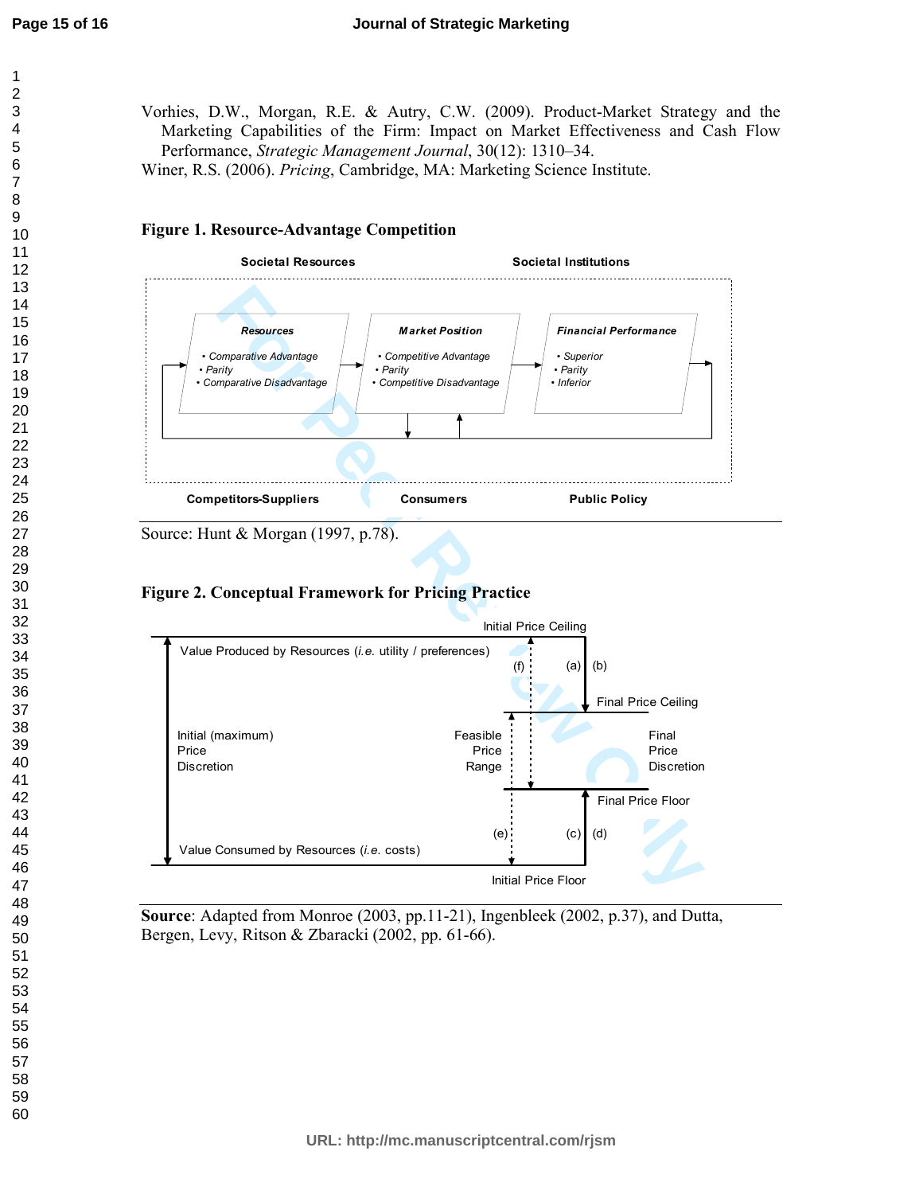Vorhies, D.W., Morgan, R.E. & Autry, C.W. (2009). Product-Market Strategy and the Marketing Capabilities of the Firm: Impact on Market Effectiveness and Cash Flow Performance, *Strategic Management Journal*, 30(12): 1310–34.

Winer, R.S. (2006). *Pricing*, Cambridge, MA: Marketing Science Institute.

**Figure 1. Resource-Advantage Competition**

Societal Resources — Societal Institutions

**Resources**
- Comparative Advantage
- Parity
- Comparative Disadvantage

**Market Position**
- Competitive Advantage
- Parity
- Competitive Disadvantage

**Financial Performance**
- Superior
- Parity
- Inferior

Competitors-Suppliers — Consumers — Public Policy

Source: Hunt & Morgan (1997, p.78).

**Figure 2. Conceptual Framework for Pricing Practice**

Initial Price Ceiling

Value Produced by Resources (*i.e.* utility / preferences)

(f) (a) (b)

Final Price Ceiling

Initial (maximum) Price Discretion

Feasible Price Range

Final Price Discretion

Final Price Floor

(e) (c) (d)

Value Consumed by Resources (*i.e.* costs)

Initial Price Floor

**Source**: Adapted from Monroe (2003, pp.11-21), Ingenbleek (2002, p.37), and Dutta, Bergen, Levy, Ritson & Zbaracki (2002, pp. 61-66).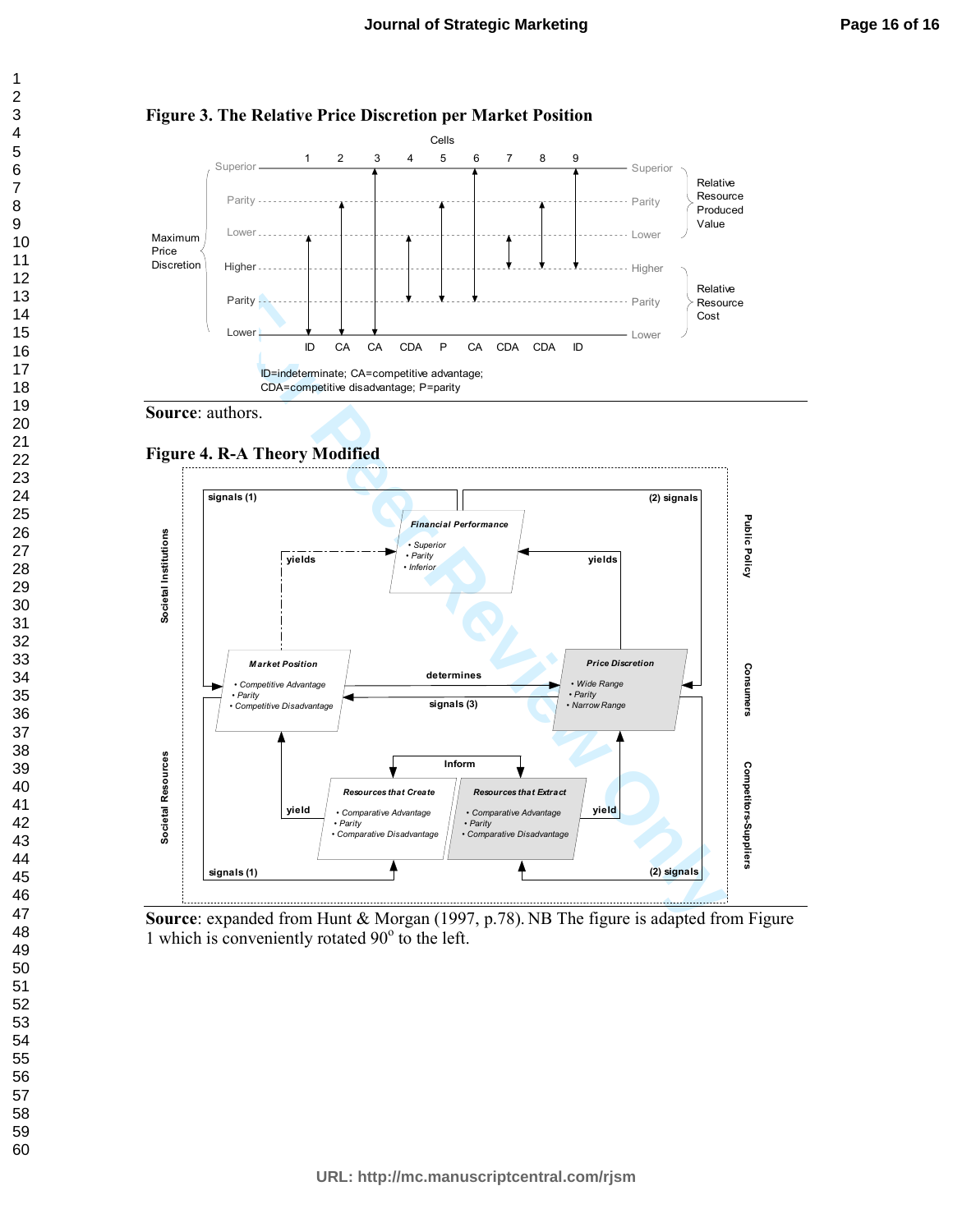**Figure 3. The Relative Price Discretion per Market Position**

Cells

1 2 3 4 5 6 7 8 9

Superior

Parity

Lower

Higher

Parity

Lower

Maximum Price Discretion

Relative Resource Produced Value

Relative Resource Cost

ID CA CA CDA P CA CDA CDA ID

ID=indeterminate; CA=competitive advantage; CDA=competitive disadvantage; P=parity

**Source**: authors.

**Figure 4. R-A Theory Modified**

Financial Performance
• Superior
• Parity
• Inferior

Market Position
• Competitive Advantage
• Parity
• Competitive Disadvantage

Price Discretion
• Wide Range
• Parity
• Narrow Range

Resources that Create
• Comparative Advantage
• Parity
• Comparative Disadvantage

Resources that Extract
• Comparative Advantage
• Parity
• Comparative Disadvantage

signals (1)

(2) signals

yields

determines

signals (3)

Inform

yield

Societal Institutions

Societal Resources

Public Policy

Consumers

Competitors-Suppliers

**Source**: expanded from Hunt & Morgan (1997, p.78). NB The figure is adapted from Figure 1 which is conveniently rotated 90$^{o}$ to the left.